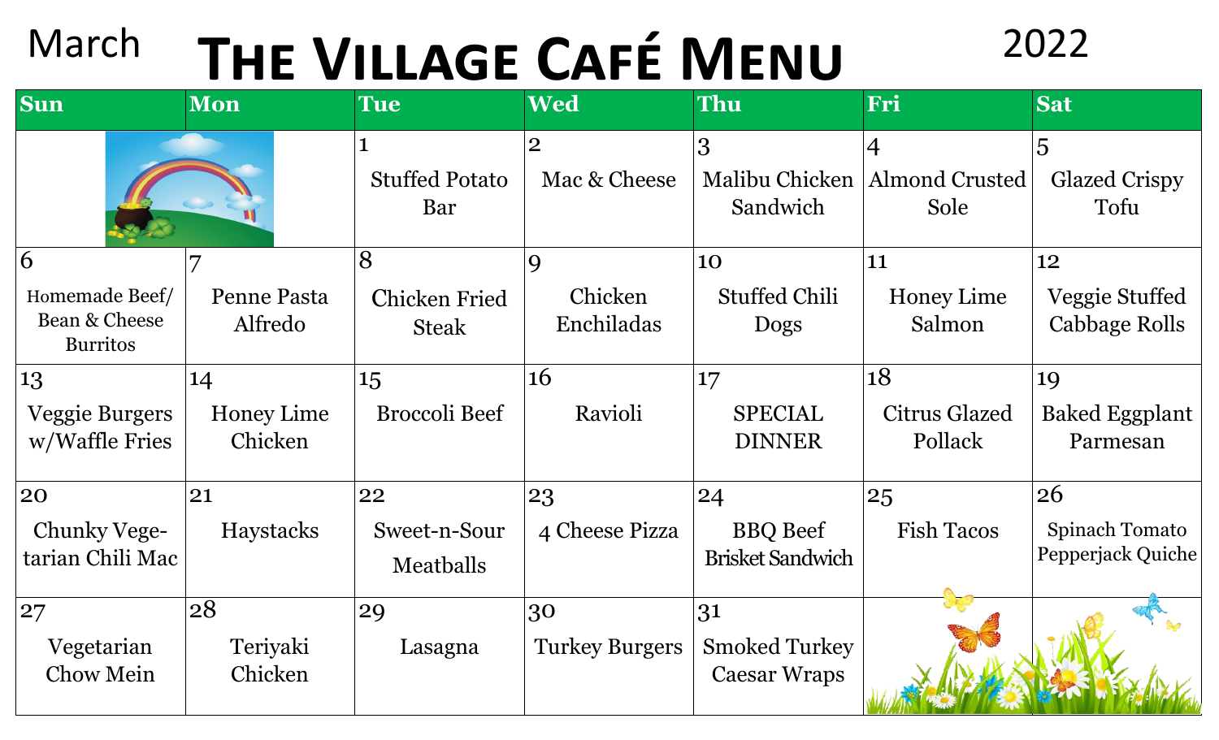# The Village Café Menu

March 2022

| Sun | Mon | Tue | Wed | Thu | Fri | Sat |
|---|---|---|---|---|---|---|
| | | 1 Stuffed Potato Bar | 2 Mac & Cheese | 3 Malibu Chicken Sandwich | 4 Almond Crusted Sole | 5 Glazed Crispy Tofu |
| 6 Homemade Beef/ Bean & Cheese Burritos | 7 Penne Pasta Alfredo | 8 Chicken Fried Steak | 9 Chicken Enchiladas | 10 Stuffed Chili Dogs | 11 Honey Lime Salmon | 12 Veggie Stuffed Cabbage Rolls |
| 13 Veggie Burgers w/Waffle Fries | 14 Honey Lime Chicken | 15 Broccoli Beef | 16 Ravioli | 17 SPECIAL DINNER | 18 Citrus Glazed Pollack | 19 Baked Eggplant Parmesan |
| 20 Chunky Vegetarian Chili Mac | 21 Haystacks | 22 Sweet-n-Sour Meatballs | 23 4 Cheese Pizza | 24 BBQ Beef Brisket Sandwich | 25 Fish Tacos | 26 Spinach Tomato Pepperjack Quiche |
| 27 Vegetarian Chow Mein | 28 Teriyaki Chicken | 29 Lasagna | 30 Turkey Burgers | 31 Smoked Turkey Caesar Wraps | | |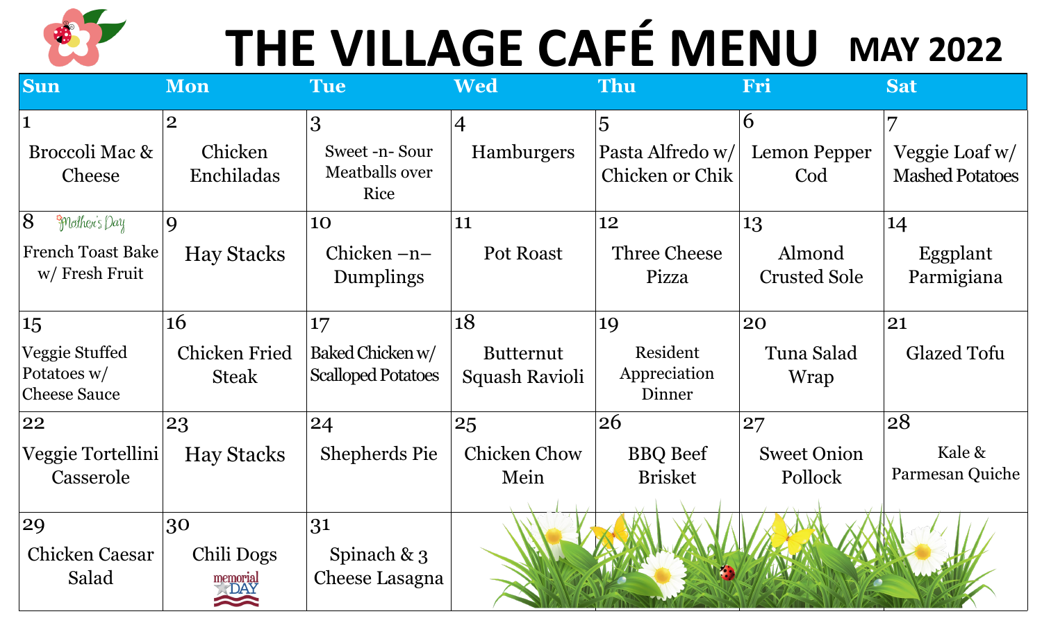# THE VILLAGE CAFÉ MENU

## MAY 2022

| Sun | Mon | Tue | Wed | Thu | Fri | Sat |
|---|---|---|---|---|---|---|
| 1 Broccoli Mac & Cheese | 2 Chicken Enchiladas | 3 Sweet -n- Sour Meatballs over Rice | 4 Hamburgers | 5 Pasta Alfredo w/ Chicken or Chik | 6 Lemon Pepper Cod | 7 Veggie Loaf w/ Mashed Potatoes |
| 8 Mother's Day French Toast Bake w/ Fresh Fruit | 9 Hay Stacks | 10 Chicken –n– Dumplings | 11 Pot Roast | 12 Three Cheese Pizza | 13 Almond Crusted Sole | 14 Eggplant Parmigiana |
| 15 Veggie Stuffed Potatoes w/ Cheese Sauce | 16 Chicken Fried Steak | 17 Baked Chicken w/ Scalloped Potatoes | 18 Butternut Squash Ravioli | 19 Resident Appreciation Dinner | 20 Tuna Salad Wrap | 21 Glazed Tofu |
| 22 Veggie Tortellini Casserole | 23 Hay Stacks | 24 Shepherds Pie | 25 Chicken Chow Mein | 26 BBQ Beef Brisket | 27 Sweet Onion Pollock | 28 Kale & Parmesan Quiche |
| 29 Chicken Caesar Salad | 30 Chili Dogs memorial DAY | 31 Spinach & 3 Cheese Lasagna | | | | |